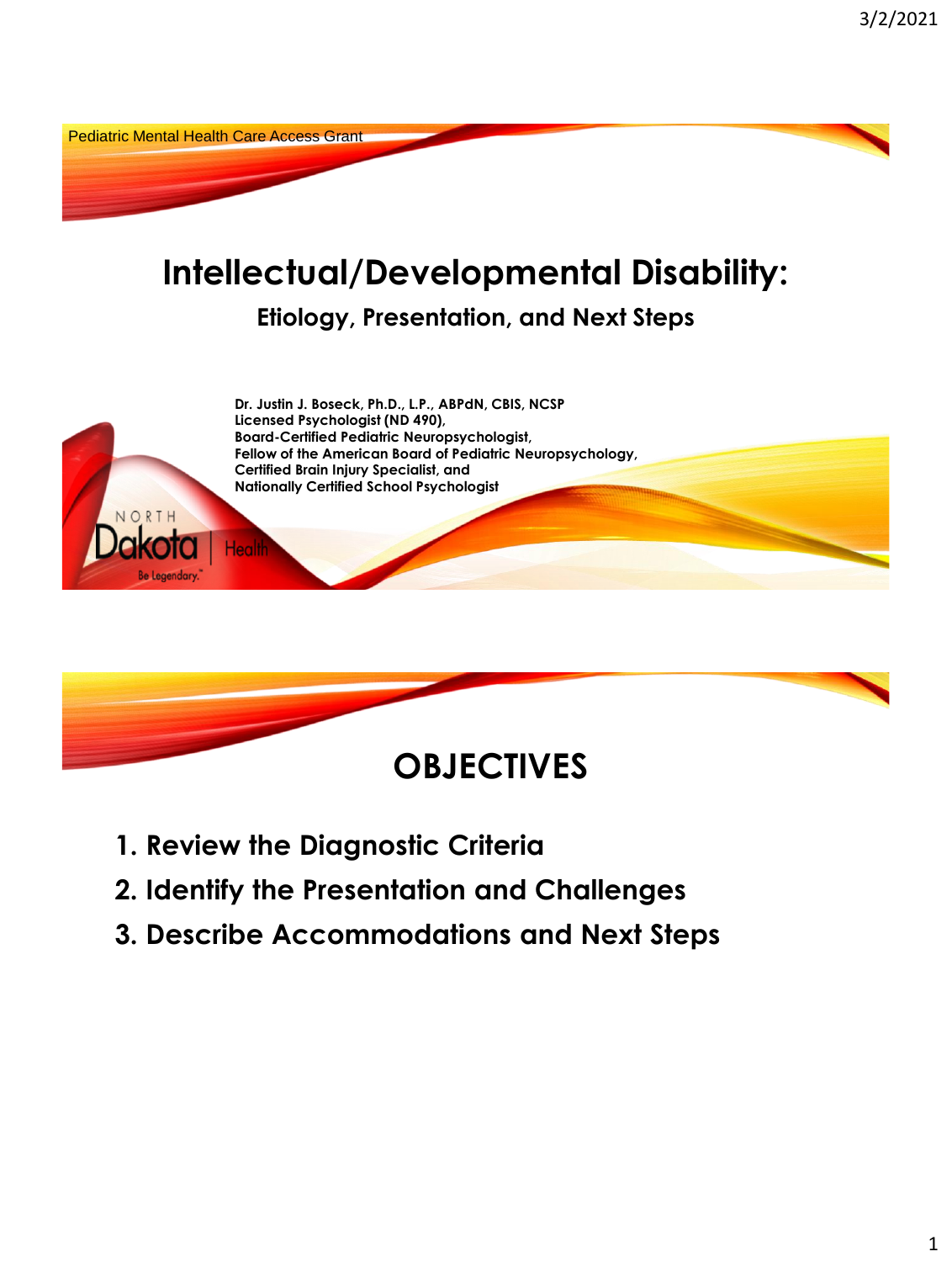Pediatric Mental Health Care Access Grant

# Intellectual/Developmental Disability:

## Etiology, Presentation, and Next Steps

**Dr. Justin J. Boseck, Ph.D., L.P., ABPdN, CBIS, NCSP**
**Licensed Psychologist (ND 490),**
**Board-Certified Pediatric Neuropsychologist,**
**Fellow of the American Board of Pediatric Neuropsychology,**
**Certified Brain Injury Specialist, and**
**Nationally Certified School Psychologist**

NORTH Dakota | Health
Be Legendary.

# OBJECTIVES

1. **Review the Diagnostic Criteria**
2. **Identify the Presentation and Challenges**
3. **Describe Accommodations and Next Steps**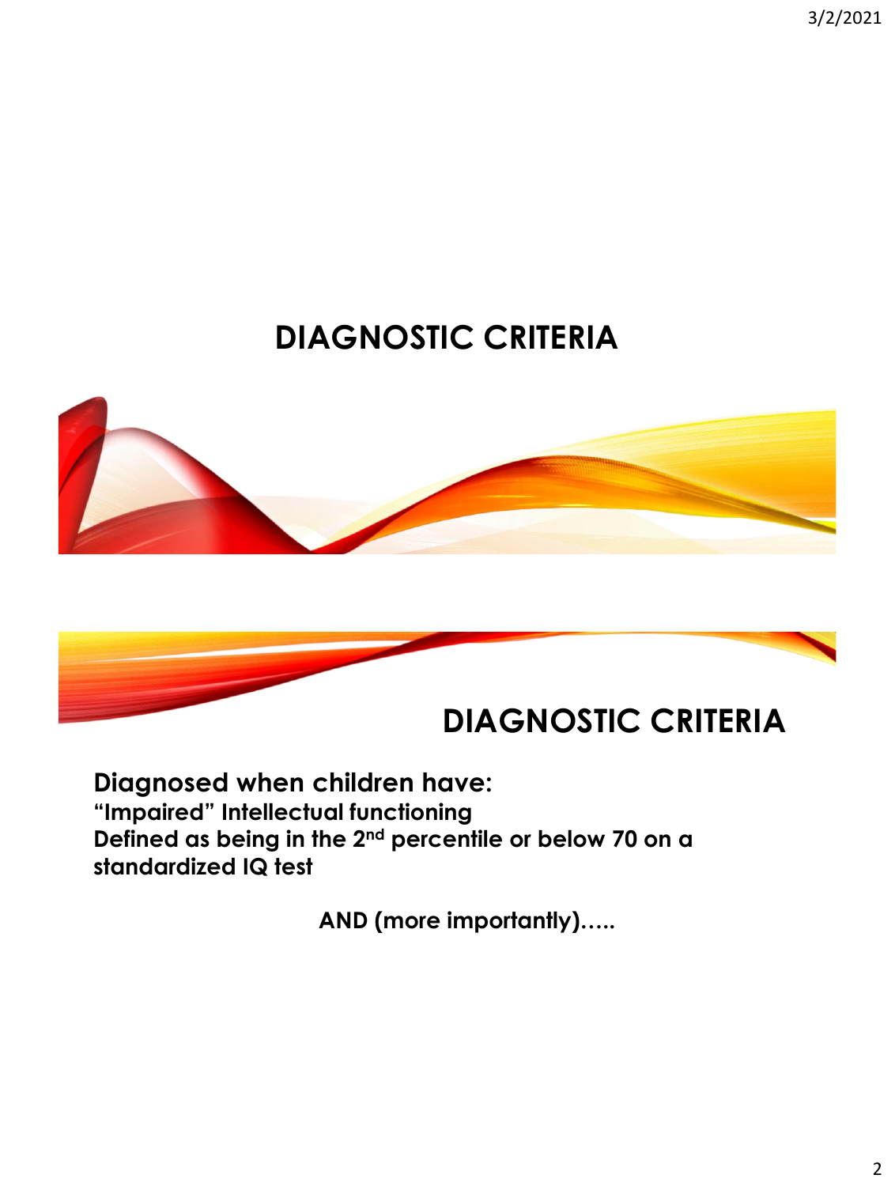# DIAGNOSTIC CRITERIA

# DIAGNOSTIC CRITERIA

**Diagnosed when children have:**
**"Impaired" Intellectual functioning**
**Defined as being in the 2nd percentile or below 70 on a standardized IQ test**

**AND (more importantly)…..**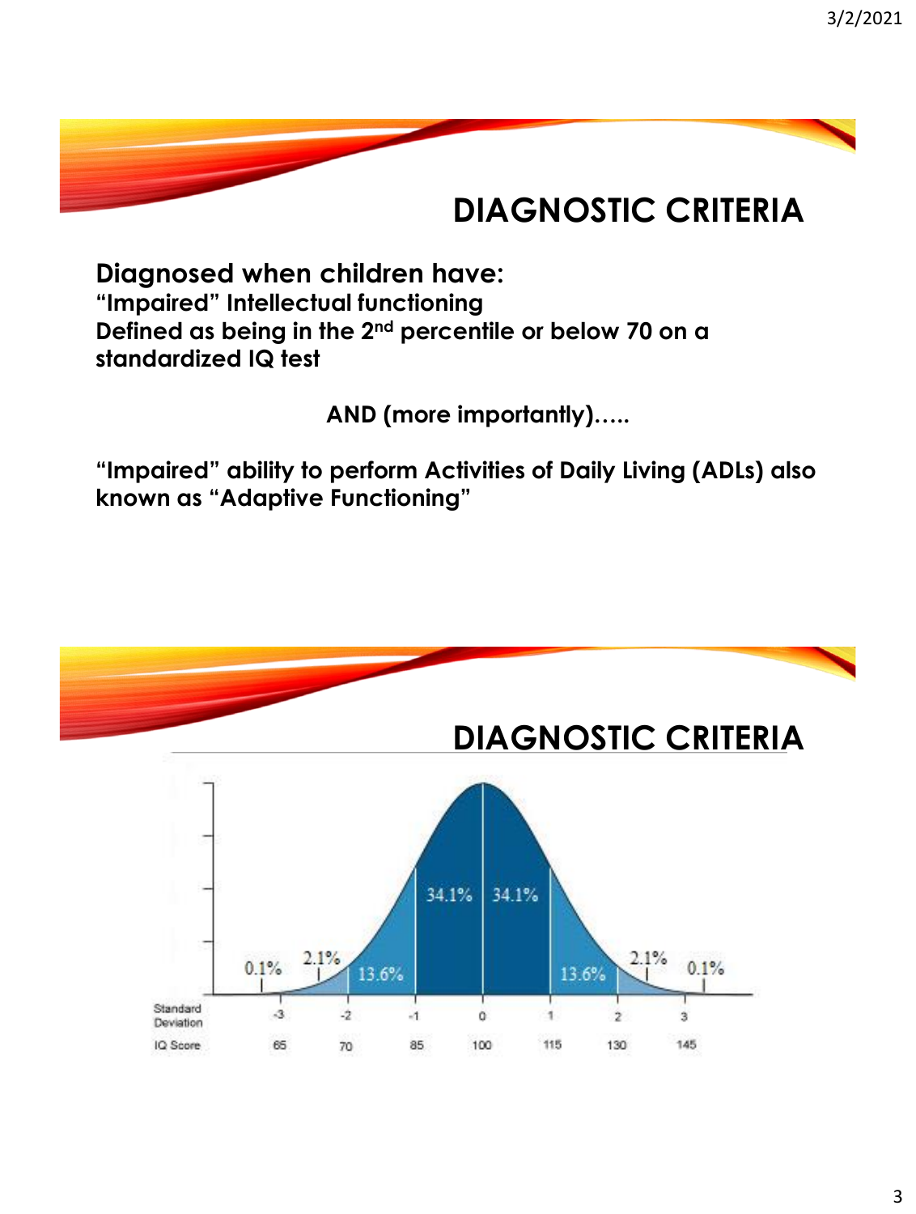# DIAGNOSTIC CRITERIA

**Diagnosed when children have:**
**"Impaired" Intellectual functioning**
**Defined as being in the 2nd percentile or below 70 on a standardized IQ test**

**AND (more importantly)…..**

**"Impaired" ability to perform Activities of Daily Living (ADLs) also known as "Adaptive Functioning"**

# DIAGNOSTIC CRITERIA

0.1% 2.1% 13.6% 34.1% 34.1% 13.6% 2.1% 0.1%

| Standard Deviation | -3 | -2 | -1 | 0 | 1 | 2 | 3 |
|---|---|---|---|---|---|---|---|
| IQ Score | 65 | 70 | 85 | 100 | 115 | 130 | 145 |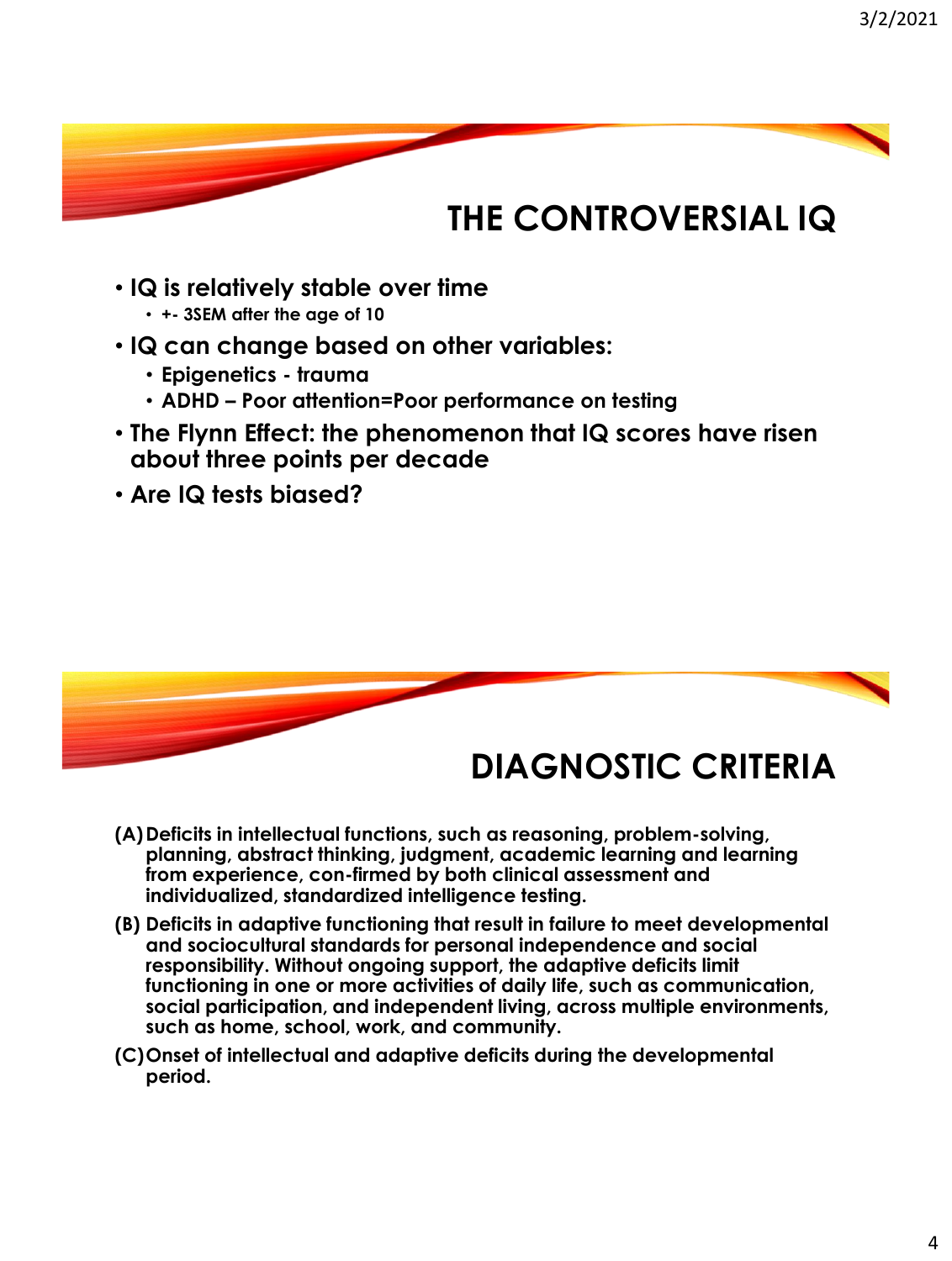## THE CONTROVERSIAL IQ

- IQ is relatively stable over time
  - +- 3SEM after the age of 10
- IQ can change based on other variables:
  - Epigenetics - trauma
  - ADHD – Poor attention=Poor performance on testing
- The Flynn Effect: the phenomenon that IQ scores have risen about three points per decade
- Are IQ tests biased?

## DIAGNOSTIC CRITERIA

(A) Deficits in intellectual functions, such as reasoning, problem-solving, planning, abstract thinking, judgment, academic learning and learning from experience, con-firmed by both clinical assessment and individualized, standardized intelligence testing.

(B) Deficits in adaptive functioning that result in failure to meet developmental and sociocultural standards for personal independence and social responsibility. Without ongoing support, the adaptive deficits limit functioning in one or more activities of daily life, such as communication, social participation, and independent living, across multiple environments, such as home, school, work, and community.

(C) Onset of intellectual and adaptive deficits during the developmental period.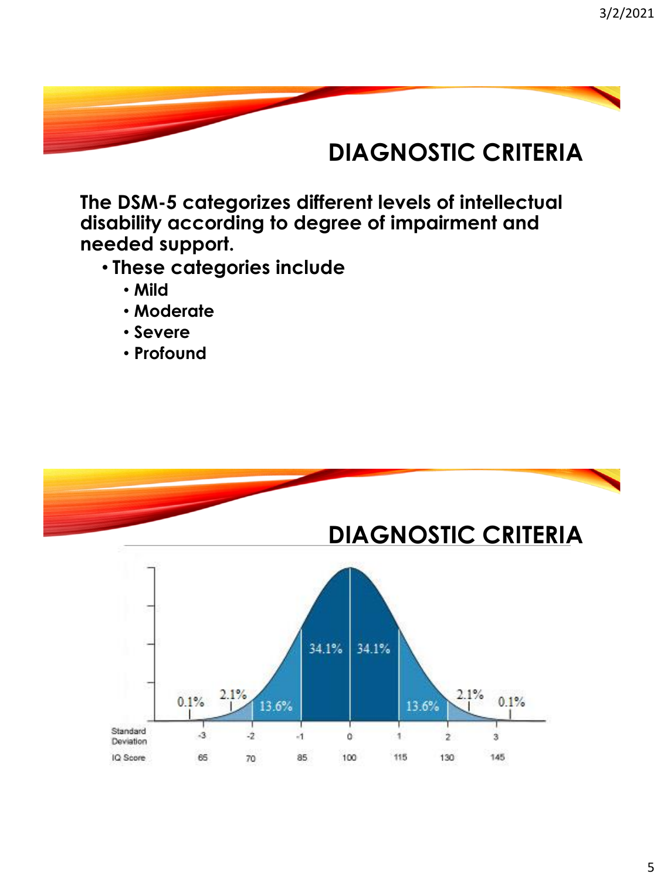## DIAGNOSTIC CRITERIA

**The DSM-5 categorizes different levels of intellectual disability according to degree of impairment and needed support.**

- **These categories include**
  - **Mild**
  - **Moderate**
  - **Severe**
  - **Profound**

## DIAGNOSTIC CRITERIA

| Standard Deviation | -3 | -2 | -1 | 0 | 1 | 2 | 3 |
|---|---|---|---|---|---|---|---|
| IQ Score | 65 | 70 | 85 | 100 | 115 | 130 | 145 |

0.1% | 2.1% | 13.6% | 34.1% | 34.1% | 13.6% | 2.1% | 0.1%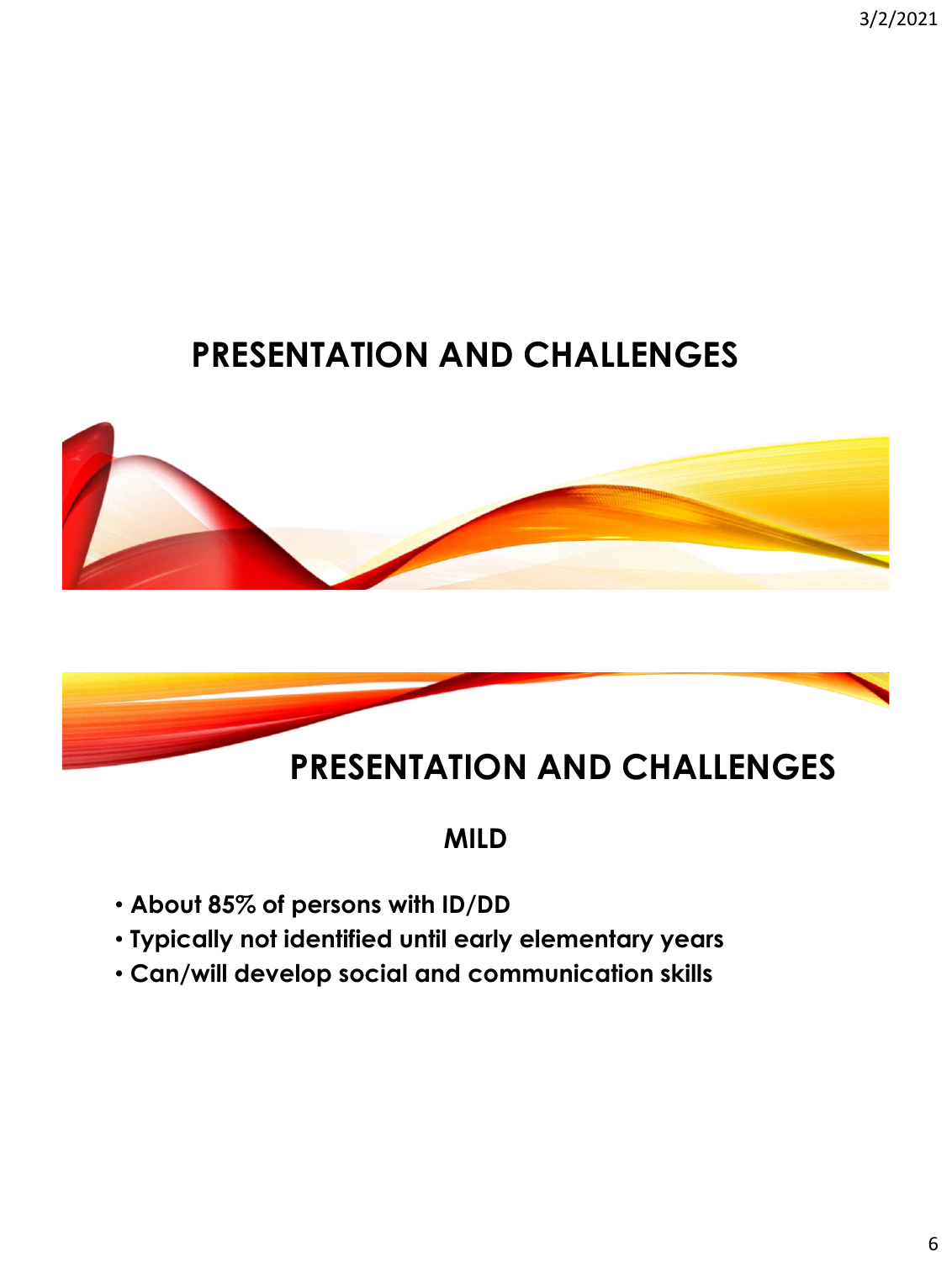# PRESENTATION AND CHALLENGES

# PRESENTATION AND CHALLENGES

## MILD

- **About 85% of persons with ID/DD**
- **Typically not identified until early elementary years**
- **Can/will develop social and communication skills**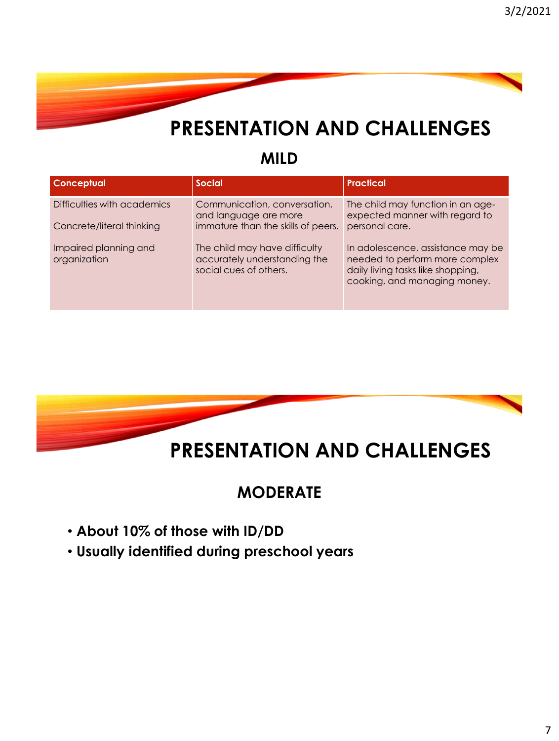# PRESENTATION AND CHALLENGES

## MILD

| Conceptual | Social | Practical |
| --- | --- | --- |
| Difficulties with academics<br><br>Concrete/literal thinking<br><br>Impaired planning and organization | Communication, conversation, and language are more immature than the skills of peers.<br><br>The child may have difficulty accurately understanding the social cues of others. | The child may function in an age-expected manner with regard to personal care.<br><br>In adolescence, assistance may be needed to perform more complex daily living tasks like shopping, cooking, and managing money. |

# PRESENTATION AND CHALLENGES

## MODERATE

- **About 10% of those with ID/DD**
- **Usually identified during preschool years**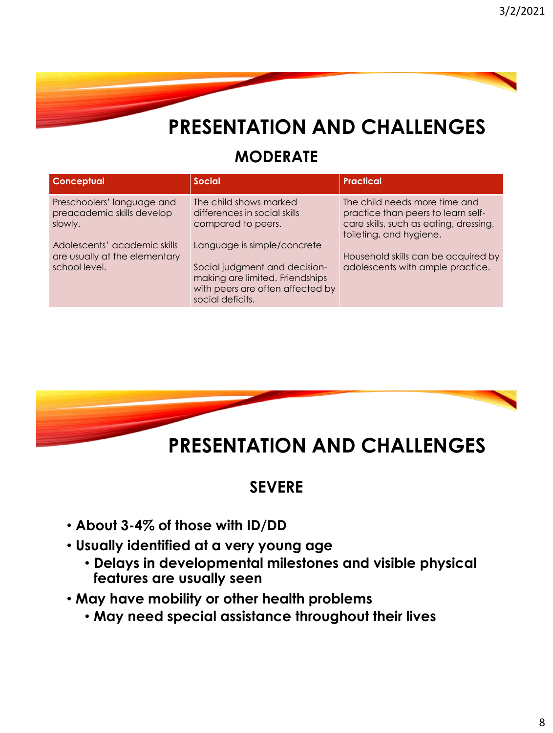# PRESENTATION AND CHALLENGES

## MODERATE

| Conceptual | Social | Practical |
| --- | --- | --- |
| Preschoolers' language and preacademic skills develop slowly.<br><br>Adolescents' academic skills are usually at the elementary school level. | The child shows marked differences in social skills compared to peers.<br><br>Language is simple/concrete<br><br>Social judgment and decision-making are limited. Friendships with peers are often affected by social deficits. | The child needs more time and practice than peers to learn self-care skills, such as eating, dressing, toileting, and hygiene.<br><br>Household skills can be acquired by adolescents with ample practice. |

# PRESENTATION AND CHALLENGES

## SEVERE

- **About 3-4% of those with ID/DD**
- **Usually identified at a very young age**
  - **Delays in developmental milestones and visible physical features are usually seen**
- **May have mobility or other health problems**
  - **May need special assistance throughout their lives**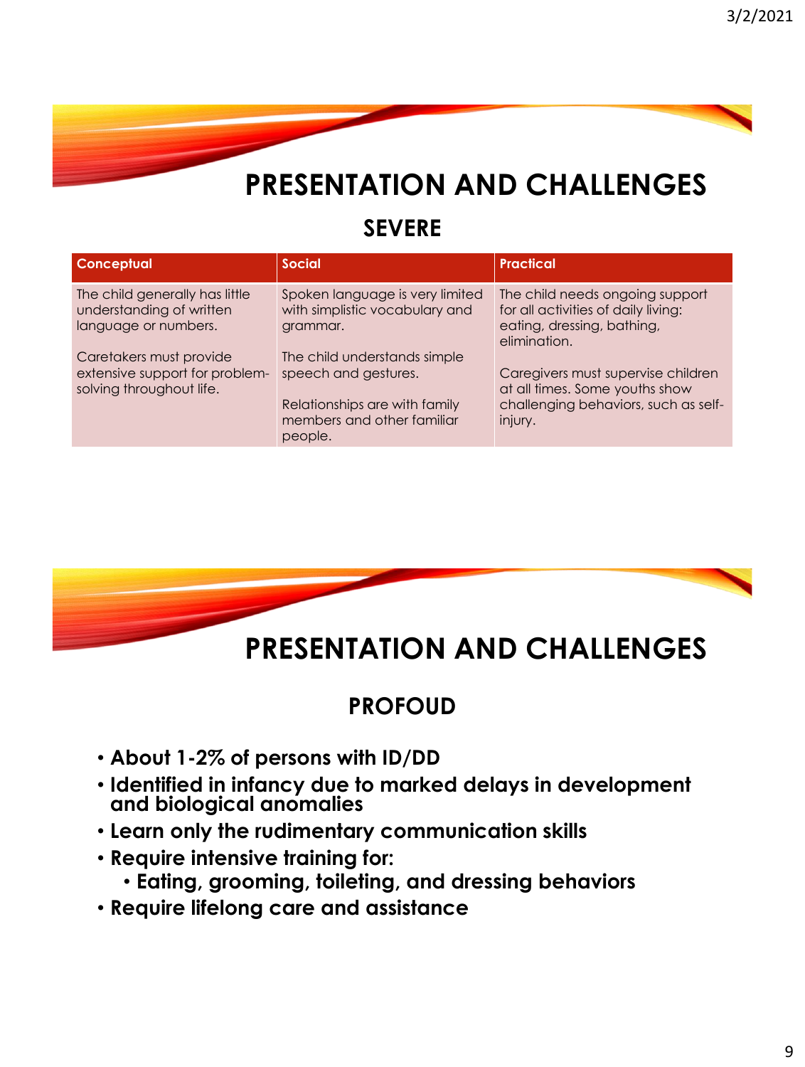# PRESENTATION AND CHALLENGES

## SEVERE

| Conceptual | Social | Practical |
| --- | --- | --- |
| The child generally has little understanding of written language or numbers. Caretakers must provide extensive support for problem-solving throughout life. | Spoken language is very limited with simplistic vocabulary and grammar. The child understands simple speech and gestures. Relationships are with family members and other familiar people. | The child needs ongoing support for all activities of daily living: eating, dressing, bathing, elimination. Caregivers must supervise children at all times. Some youths show challenging behaviors, such as self-injury. |

# PRESENTATION AND CHALLENGES

## PROFOUD

- **About 1-2% of persons with ID/DD**
- **Identified in infancy due to marked delays in development and biological anomalies**
- **Learn only the rudimentary communication skills**
- **Require intensive training for:**
  - **Eating, grooming, toileting, and dressing behaviors**
- **Require lifelong care and assistance**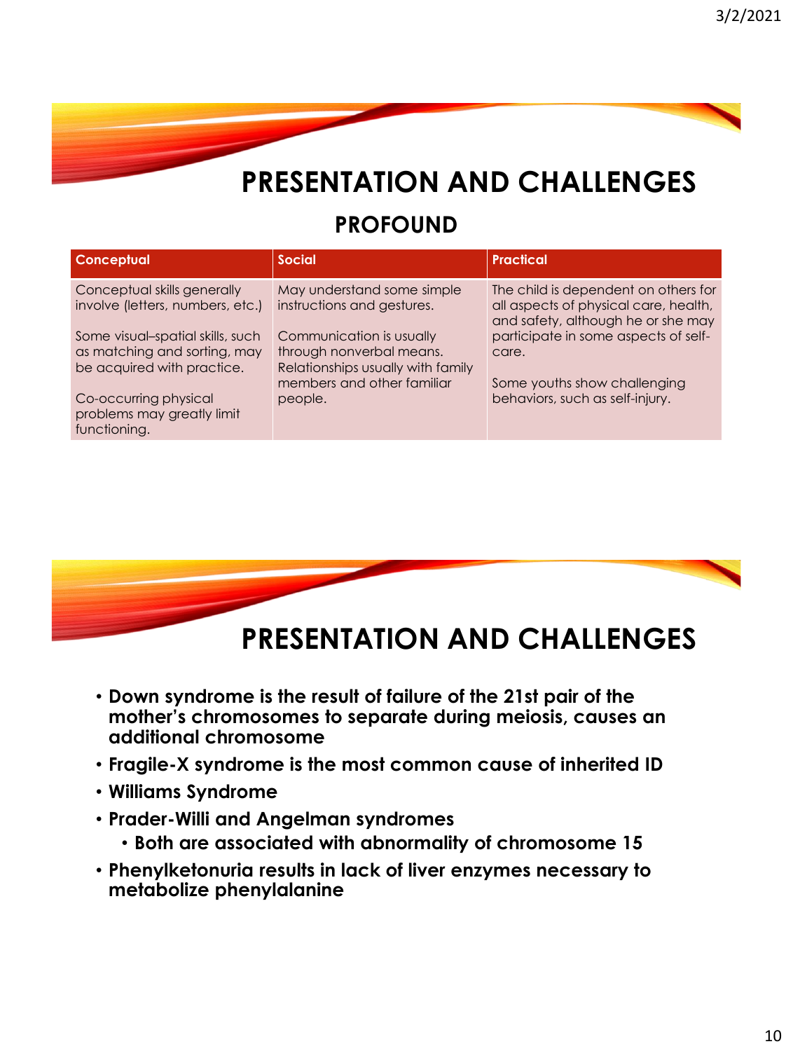# PRESENTATION AND CHALLENGES

## PROFOUND

| Conceptual | Social | Practical |
|---|---|---|
| Conceptual skills generally involve (letters, numbers, etc.)<br><br>Some visual–spatial skills, such as matching and sorting, may be acquired with practice.<br><br>Co-occurring physical problems may greatly limit functioning. | May understand some simple instructions and gestures.<br><br>Communication is usually through nonverbal means. Relationships usually with family members and other familiar people. | The child is dependent on others for all aspects of physical care, health, and safety, although he or she may participate in some aspects of self-care.<br><br>Some youths show challenging behaviors, such as self-injury. |

# PRESENTATION AND CHALLENGES

- **Down syndrome is the result of failure of the 21st pair of the mother's chromosomes to separate during meiosis, causes an additional chromosome**
- **Fragile-X syndrome is the most common cause of inherited ID**
- **Williams Syndrome**
- **Prader-Willi and Angelman syndromes**
  - **Both are associated with abnormality of chromosome 15**
- **Phenylketonuria results in lack of liver enzymes necessary to metabolize phenylalanine**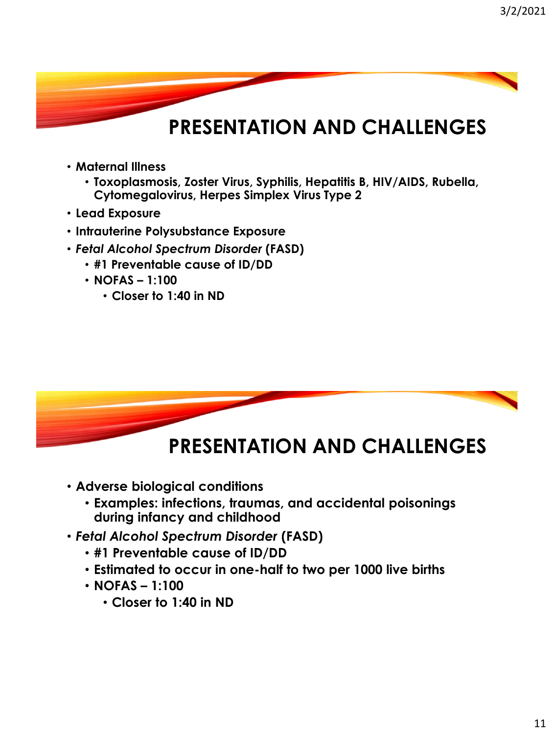## PRESENTATION AND CHALLENGES

- **Maternal Illness**
  - **Toxoplasmosis, Zoster Virus, Syphilis, Hepatitis B, HIV/AIDS, Rubella, Cytomegalovirus, Herpes Simplex Virus Type 2**
- **Lead Exposure**
- **Intrauterine Polysubstance Exposure**
- ***Fetal Alcohol Spectrum Disorder* (FASD)**
  - **#1 Preventable cause of ID/DD**
  - **NOFAS – 1:100**
    - **Closer to 1:40 in ND**

## PRESENTATION AND CHALLENGES

- **Adverse biological conditions**
  - **Examples: infections, traumas, and accidental poisonings during infancy and childhood**
- ***Fetal Alcohol Spectrum Disorder* (FASD)**
  - **#1 Preventable cause of ID/DD**
  - **Estimated to occur in one-half to two per 1000 live births**
  - **NOFAS – 1:100**
    - **Closer to 1:40 in ND**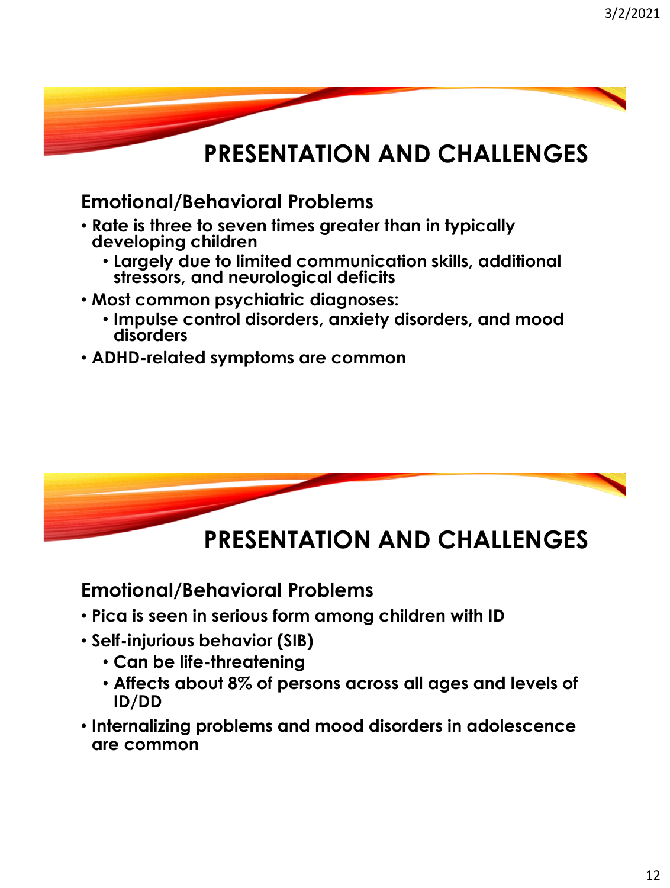# PRESENTATION AND CHALLENGES

## Emotional/Behavioral Problems

- Rate is three to seven times greater than in typically developing children
  - Largely due to limited communication skills, additional stressors, and neurological deficits
- Most common psychiatric diagnoses:
  - Impulse control disorders, anxiety disorders, and mood disorders
- ADHD-related symptoms are common

# PRESENTATION AND CHALLENGES

## Emotional/Behavioral Problems

- Pica is seen in serious form among children with ID
- Self-injurious behavior (SIB)
  - Can be life-threatening
  - Affects about 8% of persons across all ages and levels of ID/DD
- Internalizing problems and mood disorders in adolescence are common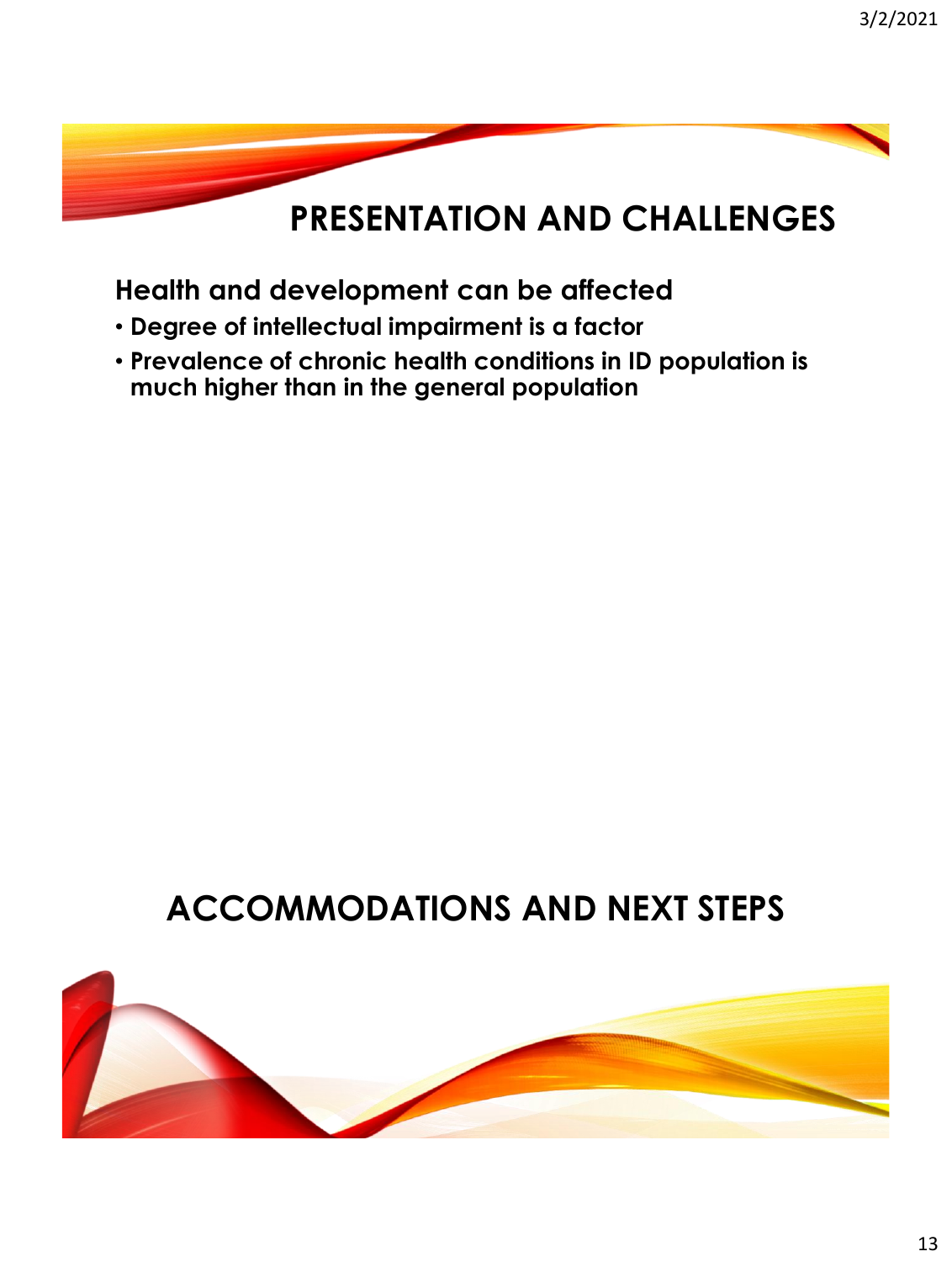## PRESENTATION AND CHALLENGES

**Health and development can be affected**

- **Degree of intellectual impairment is a factor**
- **Prevalence of chronic health conditions in ID population is much higher than in the general population**

## ACCOMMODATIONS AND NEXT STEPS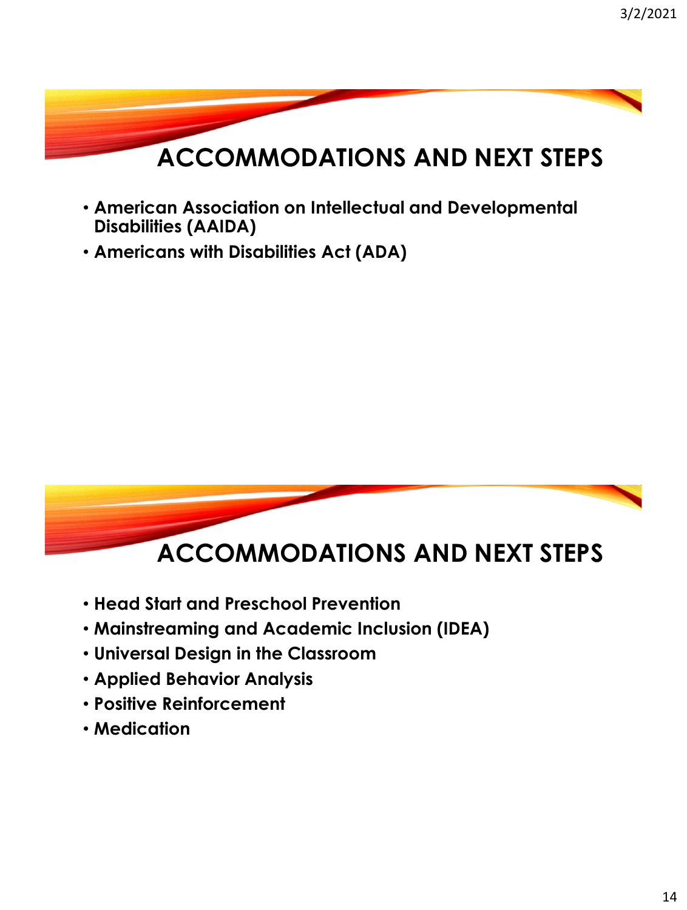## ACCOMMODATIONS AND NEXT STEPS

- **American Association on Intellectual and Developmental Disabilities (AAIDA)**
- **Americans with Disabilities Act (ADA)**

## ACCOMMODATIONS AND NEXT STEPS

- **Head Start and Preschool Prevention**
- **Mainstreaming and Academic Inclusion (IDEA)**
- **Universal Design in the Classroom**
- **Applied Behavior Analysis**
- **Positive Reinforcement**
- **Medication**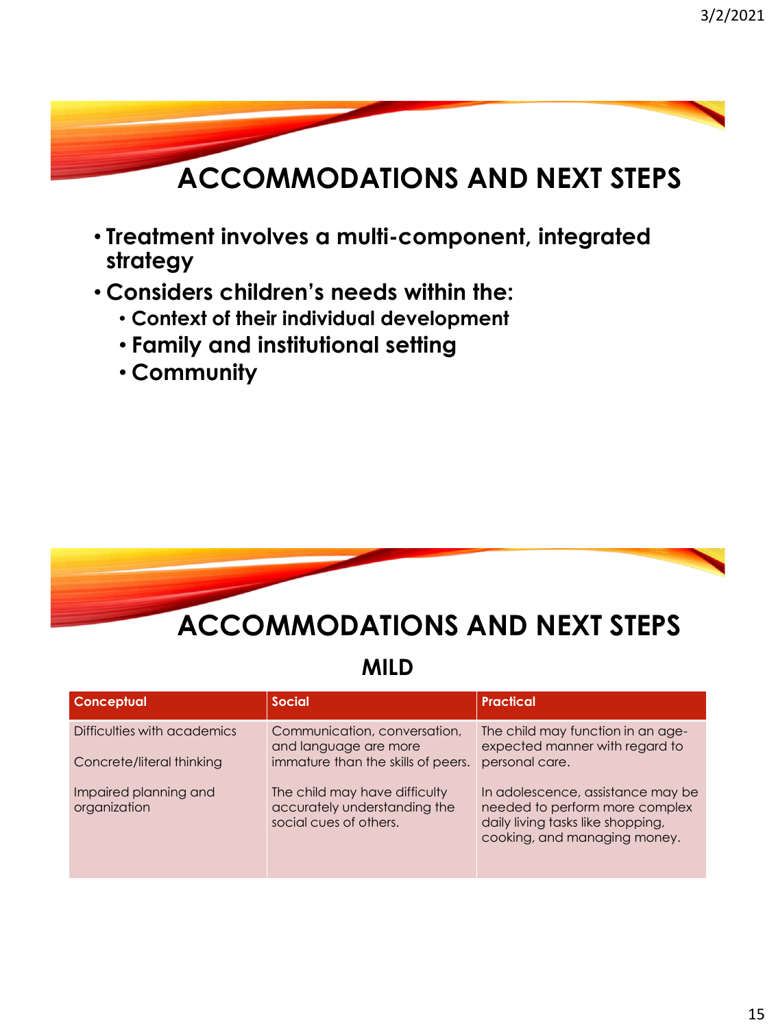## ACCOMMODATIONS AND NEXT STEPS

- **Treatment involves a multi-component, integrated strategy**
- **Considers children's needs within the:**
  - **Context of their individual development**
  - **Family and institutional setting**
  - **Community**

## ACCOMMODATIONS AND NEXT STEPS

### MILD

| Conceptual | Social | Practical |
|---|---|---|
| Difficulties with academics<br><br>Concrete/literal thinking<br><br>Impaired planning and organization | Communication, conversation, and language are more immature than the skills of peers.<br><br>The child may have difficulty accurately understanding the social cues of others. | The child may function in an age-expected manner with regard to personal care.<br><br>In adolescence, assistance may be needed to perform more complex daily living tasks like shopping, cooking, and managing money. |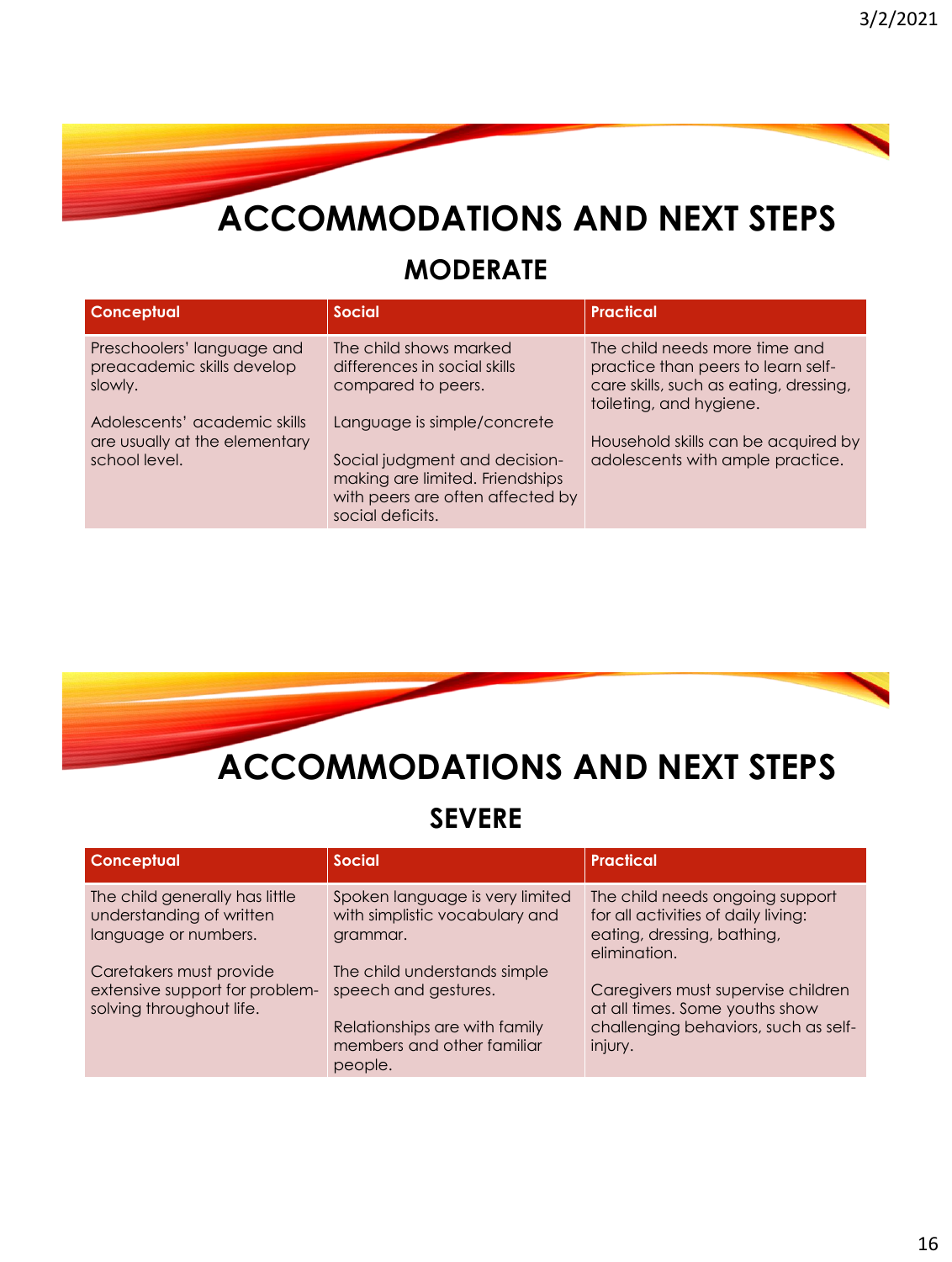# ACCOMMODATIONS AND NEXT STEPS

## MODERATE

| Conceptual | Social | Practical |
| --- | --- | --- |
| Preschoolers' language and preacademic skills develop slowly.<br><br>Adolescents' academic skills are usually at the elementary school level. | The child shows marked differences in social skills compared to peers.<br><br>Language is simple/concrete<br><br>Social judgment and decision-making are limited. Friendships with peers are often affected by social deficits. | The child needs more time and practice than peers to learn self-care skills, such as eating, dressing, toileting, and hygiene.<br><br>Household skills can be acquired by adolescents with ample practice. |

# ACCOMMODATIONS AND NEXT STEPS

## SEVERE

| Conceptual | Social | Practical |
| --- | --- | --- |
| The child generally has little understanding of written language or numbers.<br><br>Caretakers must provide extensive support for problem-solving throughout life. | Spoken language is very limited with simplistic vocabulary and grammar.<br><br>The child understands simple speech and gestures.<br><br>Relationships are with family members and other familiar people. | The child needs ongoing support for all activities of daily living: eating, dressing, bathing, elimination.<br><br>Caregivers must supervise children at all times. Some youths show challenging behaviors, such as self-injury. |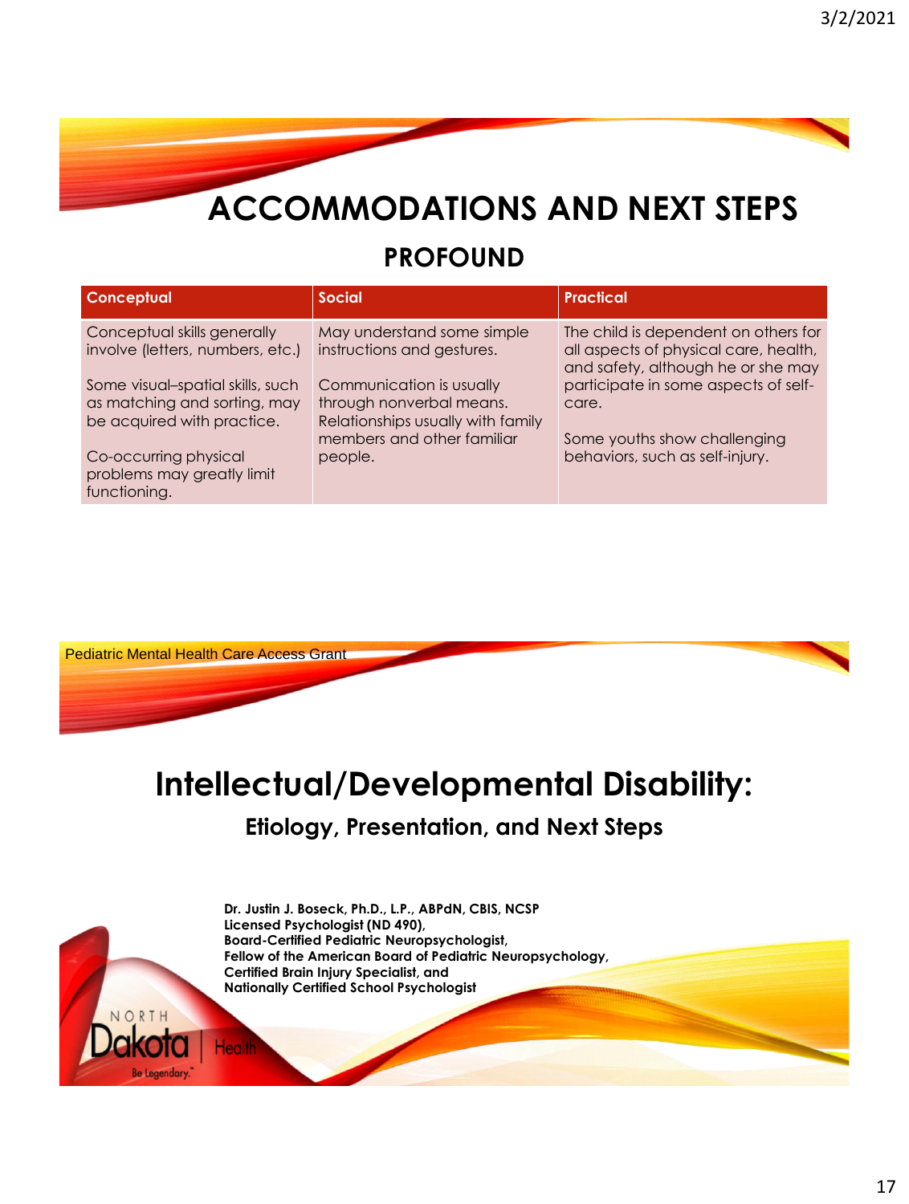# ACCOMMODATIONS AND NEXT STEPS

## PROFOUND

| Conceptual | Social | Practical |
|---|---|---|
| Conceptual skills generally involve (letters, numbers, etc.)<br><br>Some visual–spatial skills, such as matching and sorting, may be acquired with practice.<br><br>Co-occurring physical problems may greatly limit functioning. | May understand some simple instructions and gestures.<br><br>Communication is usually through nonverbal means. Relationships usually with family members and other familiar people. | The child is dependent on others for all aspects of physical care, health, and safety, although he or she may participate in some aspects of self-care.<br><br>Some youths show challenging behaviors, such as self-injury. |

Pediatric Mental Health Care Access Grant

# Intellectual/Developmental Disability:

## Etiology, Presentation, and Next Steps

**Dr. Justin J. Boseck, Ph.D., L.P., ABPdN, CBIS, NCSP**
**Licensed Psychologist (ND 490),**
**Board-Certified Pediatric Neuropsychologist,**
**Fellow of the American Board of Pediatric Neuropsychology,**
**Certified Brain Injury Specialist, and**
**Nationally Certified School Psychologist**

NORTH Dakota | Health
Be Legendary.